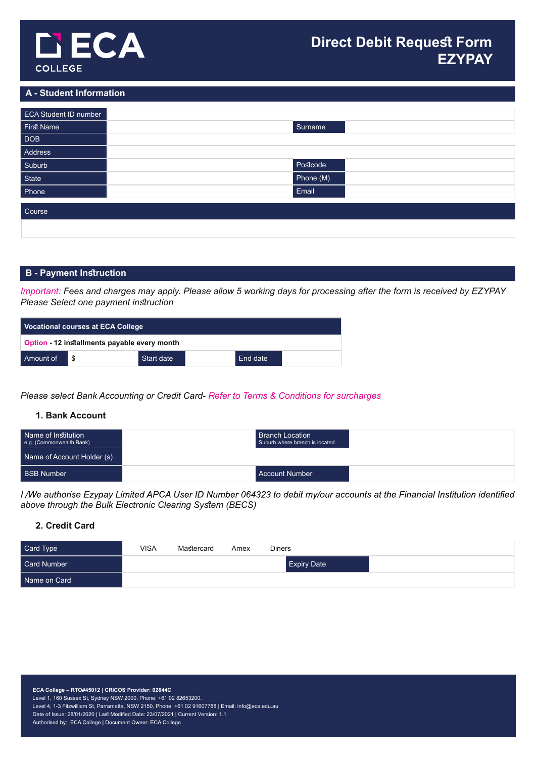ECA COLLEGE

# Direct Debit Request Form EZYPAY

## A - Student Information

| | | | |
|---|---|---|---|
| ECA Student ID number | | | |
| First Name | | Surname | |
| DOB | | | |
| Address | | | |
| Suburb | | Postcode | |
| State | | Phone (M) | |
| Phone | | Email | |

| Course |
|---|
| |

## B - Payment Instruction

*Important: Fees and charges may apply. Please allow 5 working days for processing after the form is received by EZYPAY Please Select one payment instruction*

| Vocational courses at ECA College | | | | | |
|---|---|---|---|---|---|
| **Option - 12 installments payable every month** | | | | | |
| Amount of | $ | Start date | | End date | |

*Please select Bank Accounting or Credit Card- Refer to Terms & Conditions for surcharges*

### 1. Bank Account

| | | | |
|---|---|---|---|
| Name of Institution e.g. (Commonwealth Bank) | | Branch Location Suburb where branch is located | |
| Name of Account Holder (s) | | | |
| BSB Number | | Account Number | |

*I /We authorise Ezypay Limited APCA User ID Number 064323 to debit my/our accounts at the Financial Institution identified above through the Bulk Electronic Clearing System (BECS)*

### 2. Credit Card

| | | | |
|---|---|---|---|
| Card Type | VISA Mastercard Amex Diners | | |
| Card Number | | Expiry Date | |
| Name on Card | | | |

**ECA College – RTO#45012 | CRICOS Provider: 02644C**
Level 1, 160 Sussex St, Sydney NSW 2000, Phone: +61 02 82653200.
Level 4, 1-3 Fitzwilliam St, Parramatta, NSW 2150, Phone: +61 02 91607788 | Email: info@eca.edu.au
Date of Issue: 28/01/2020 | Last Modified Date: 23/07/2021 | Current Version: 1.1
Authorised by: ECA College | Document Owner: ECA College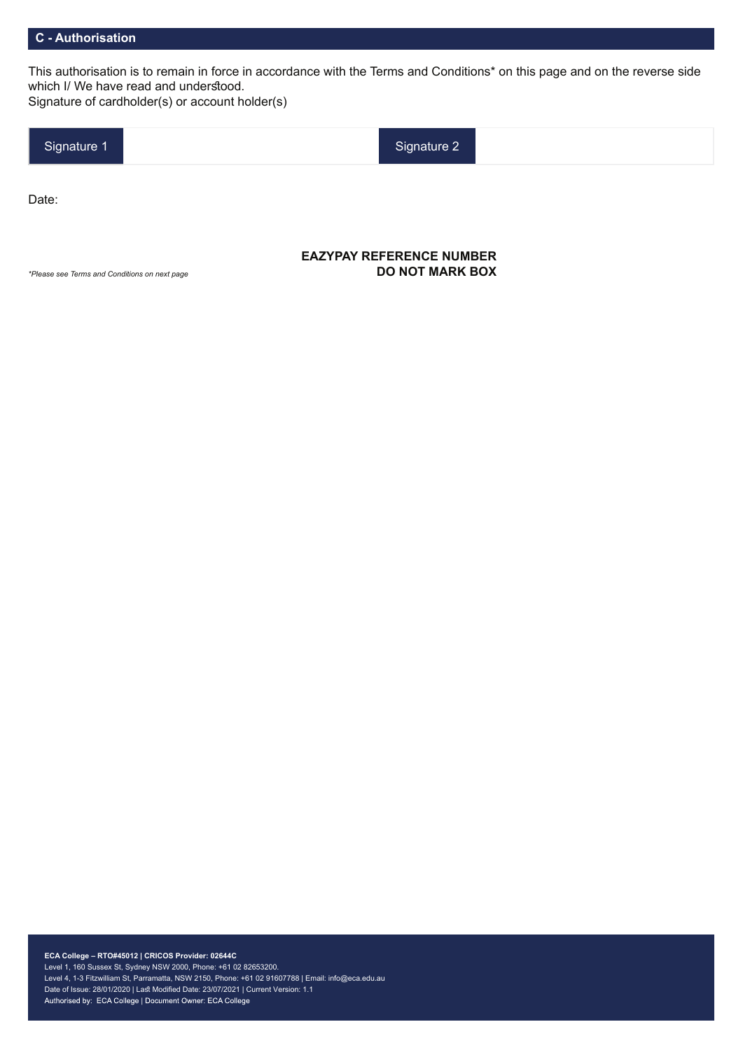## C - Authorisation

This authorisation is to remain in force in accordance with the Terms and Conditions* on this page and on the reverse side which I/ We have read and understood.
Signature of cardholder(s) or account holder(s)

| Signature 1 | | Signature 2 | |
|---|---|---|---|

Date:

**EAZYPAY REFERENCE NUMBER**
**DO NOT MARK BOX**

*\*Please see Terms and Conditions on next page*

**ECA College – RTO#45012 | CRICOS Provider: 02644C**
Level 1, 160 Sussex St, Sydney NSW 2000, Phone: +61 02 82653200.
Level 4, 1-3 Fitzwilliam St, Parramatta, NSW 2150, Phone: +61 02 91607788 | Email: info@eca.edu.au
Date of Issue: 28/01/2020 | Last Modified Date: 23/07/2021 | Current Version: 1.1
Authorised by: ECA College | Document Owner: ECA College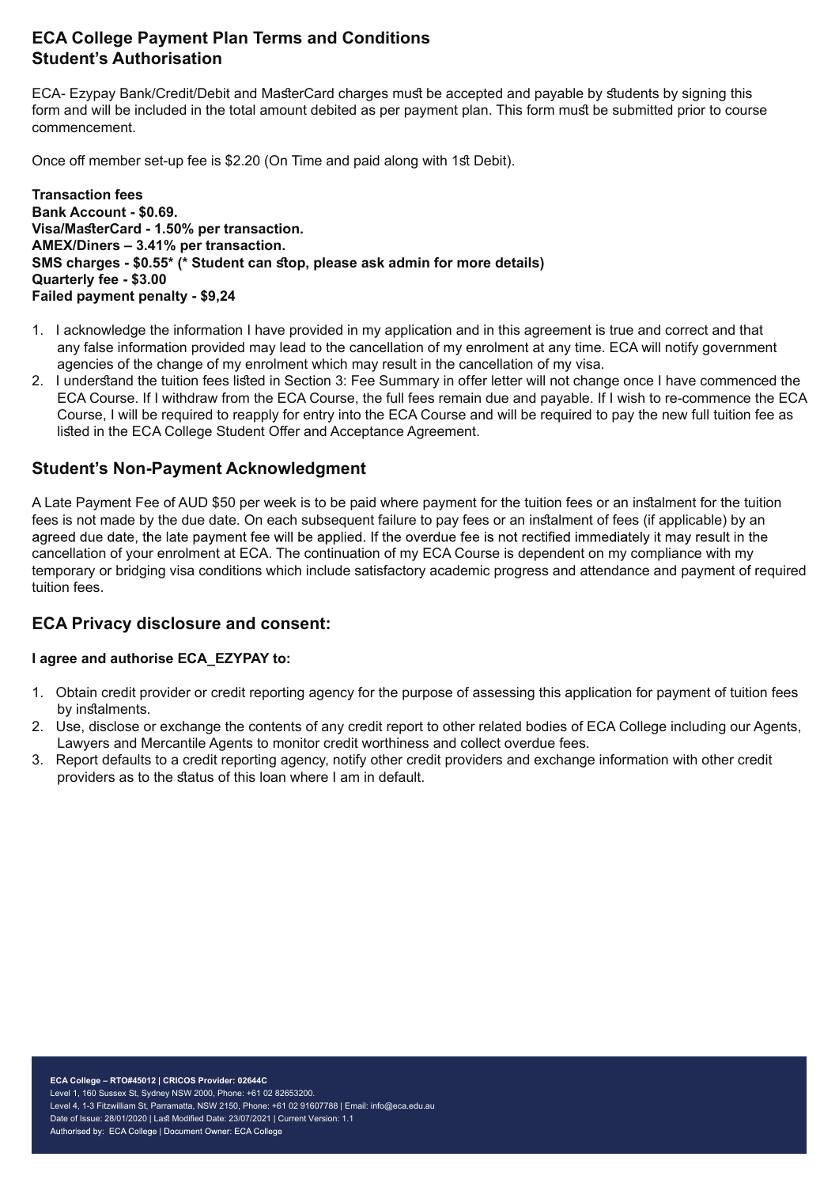## ECA College Payment Plan Terms and Conditions
## Student's Authorisation

ECA- Ezypay Bank/Credit/Debit and MasterCard charges must be accepted and payable by students by signing this form and will be included in the total amount debited as per payment plan. This form must be submitted prior to course commencement.

Once off member set-up fee is $2.20 (On Time and paid along with 1st Debit).

**Transaction fees**
**Bank Account - $0.69.**
**Visa/MasterCard - 1.50% per transaction.**
**AMEX/Diners – 3.41% per transaction.**
**SMS charges - $0.55* (* Student can stop, please ask admin for more details)**
**Quarterly fee - $3.00**
**Failed payment penalty - $9,24**

1. I acknowledge the information I have provided in my application and in this agreement is true and correct and that any false information provided may lead to the cancellation of my enrolment at any time. ECA will notify government agencies of the change of my enrolment which may result in the cancellation of my visa.
2. I understand the tuition fees listed in Section 3: Fee Summary in offer letter will not change once I have commenced the ECA Course. If I withdraw from the ECA Course, the full fees remain due and payable. If I wish to re-commence the ECA Course, I will be required to reapply for entry into the ECA Course and will be required to pay the new full tuition fee as listed in the ECA College Student Offer and Acceptance Agreement.

## Student's Non-Payment Acknowledgment

A Late Payment Fee of AUD $50 per week is to be paid where payment for the tuition fees or an instalment for the tuition fees is not made by the due date. On each subsequent failure to pay fees or an instalment of fees (if applicable) by an agreed due date, the late payment fee will be applied. If the overdue fee is not rectified immediately it may result in the cancellation of your enrolment at ECA. The continuation of my ECA Course is dependent on my compliance with my temporary or bridging visa conditions which include satisfactory academic progress and attendance and payment of required tuition fees.

## ECA Privacy disclosure and consent:

**I agree and authorise ECA_EZYPAY to:**

1. Obtain credit provider or credit reporting agency for the purpose of assessing this application for payment of tuition fees by instalments.
2. Use, disclose or exchange the contents of any credit report to other related bodies of ECA College including our Agents, Lawyers and Mercantile Agents to monitor credit worthiness and collect overdue fees.
3. Report defaults to a credit reporting agency, notify other credit providers and exchange information with other credit providers as to the status of this loan where I am in default.

**ECA College – RTO#45012 | CRICOS Provider: 02644C**
Level 1, 160 Sussex St, Sydney NSW 2000, Phone: +61 02 82653200.
Level 4, 1-3 Fitzwilliam St, Parramatta, NSW 2150, Phone: +61 02 91607788 | Email: info@eca.edu.au
Date of Issue: 28/01/2020 | Last Modified Date: 23/07/2021 | Current Version: 1.1
Authorised by: ECA College | Document Owner: ECA College